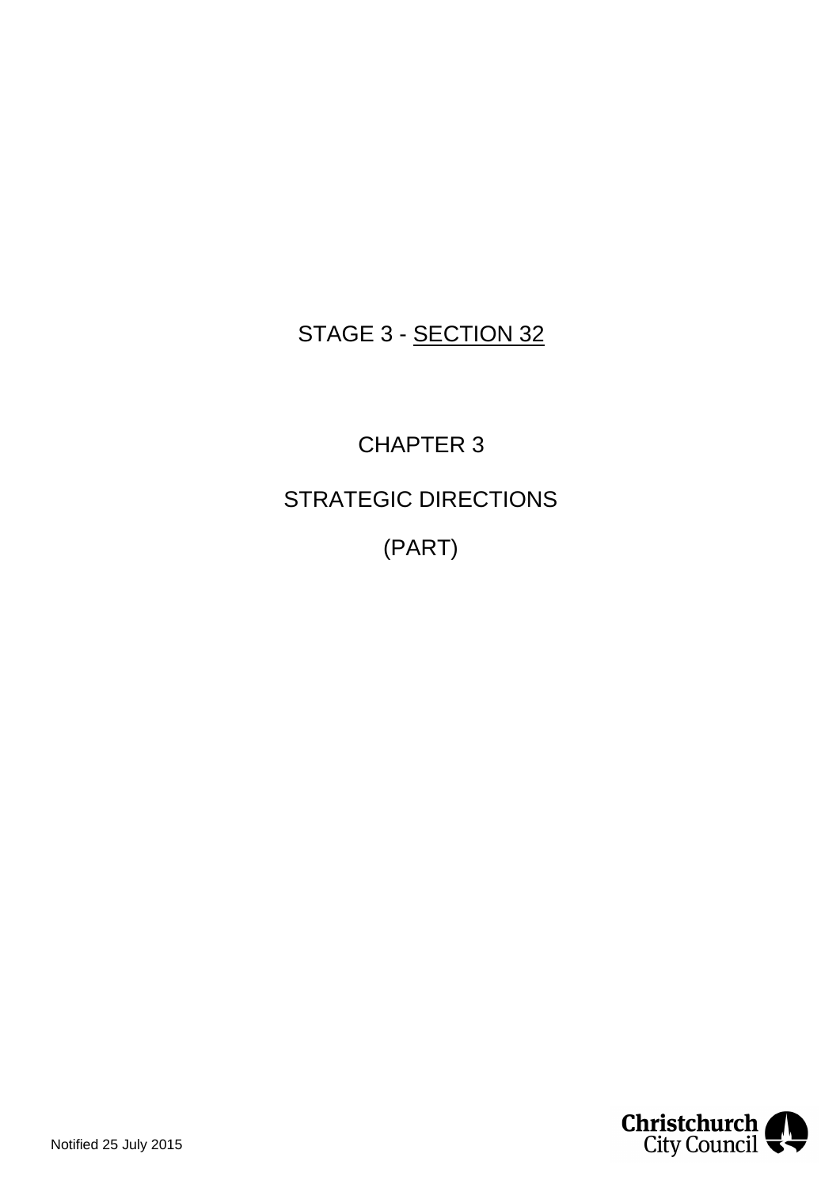# STAGE 3 - SECTION 32

## CHAPTER 3

## STRATEGIC DIRECTIONS

## (PART)

Notified 25 July 2015

Christchurch City Council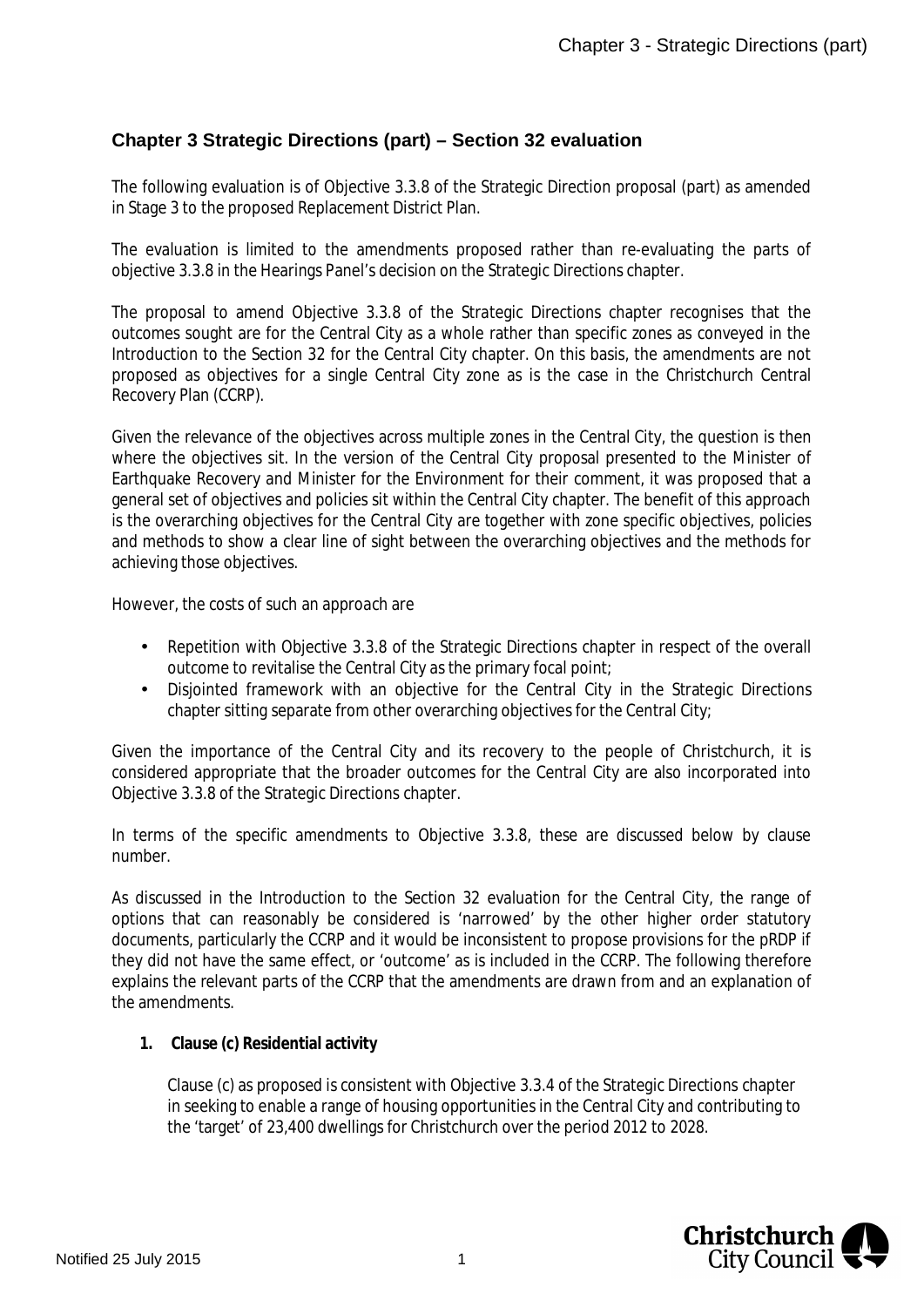## Chapter 3 Strategic Directions (part) – Section 32 evaluation

The following evaluation is of Objective 3.3.8 of the Strategic Direction proposal (part) as amended in Stage 3 to the proposed Replacement District Plan.

The evaluation is limited to the amendments proposed rather than re-evaluating the parts of objective 3.3.8 in the Hearings Panel's decision on the Strategic Directions chapter.

The proposal to amend Objective 3.3.8 of the Strategic Directions chapter recognises that the outcomes sought are for the Central City as a whole rather than specific zones as conveyed in the Introduction to the Section 32 for the Central City chapter. On this basis, the amendments are not proposed as objectives for a single Central City zone as is the case in the Christchurch Central Recovery Plan (CCRP).

Given the relevance of the objectives across multiple zones in the Central City, the question is then where the objectives sit. In the version of the Central City proposal presented to the Minister of Earthquake Recovery and Minister for the Environment for their comment, it was proposed that a general set of objectives and policies sit within the Central City chapter. The benefit of this approach is the overarching objectives for the Central City are together with zone specific objectives, policies and methods to show a clear line of sight between the overarching objectives and the methods for achieving those objectives.

However, the costs of such an approach are

- Repetition with Objective 3.3.8 of the Strategic Directions chapter in respect of the overall outcome to revitalise the Central City as the primary focal point;
- Disjointed framework with an objective for the Central City in the Strategic Directions chapter sitting separate from other overarching objectives for the Central City;

Given the importance of the Central City and its recovery to the people of Christchurch, it is considered appropriate that the broader outcomes for the Central City are also incorporated into Objective 3.3.8 of the Strategic Directions chapter.

In terms of the specific amendments to Objective 3.3.8, these are discussed below by clause number.

As discussed in the Introduction to the Section 32 evaluation for the Central City, the range of options that can reasonably be considered is 'narrowed' by the other higher order statutory documents, particularly the CCRP and it would be inconsistent to propose provisions for the pRDP if they did not have the same effect, or 'outcome' as is included in the CCRP. The following therefore explains the relevant parts of the CCRP that the amendments are drawn from and an explanation of the amendments.

1. **Clause (c) Residential activity**

   Clause (c) as proposed is consistent with Objective 3.3.4 of the Strategic Directions chapter in seeking to enable a range of housing opportunities in the Central City and contributing to the 'target' of 23,400 dwellings for Christchurch over the period 2012 to 2028.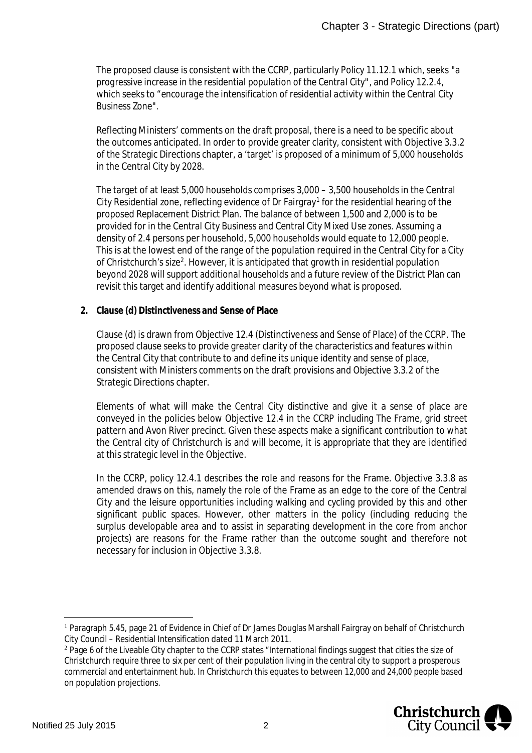The proposed clause is consistent with the CCRP, particularly Policy 11.12.1 which, seeks "*a progressive increase in the residential population of the Central City*", and Policy 12.2.4, which seeks to "*encourage the intensification of residential activity within the Central City Business Zone*".

Reflecting Ministers' comments on the draft proposal, there is a need to be specific about the outcomes anticipated. In order to provide greater clarity, consistent with Objective 3.3.2 of the Strategic Directions chapter, a 'target' is proposed of a minimum of 5,000 households in the Central City by 2028.

The target of at least 5,000 households comprises 3,000 – 3,500 households in the Central City Residential zone, reflecting evidence of Dr Fairgray[1] for the residential hearing of the proposed Replacement District Plan. The balance of between 1,500 and 2,000 is to be provided for in the Central City Business and Central City Mixed Use zones. Assuming a density of 2.4 persons per household, 5,000 households would equate to 12,000 people. This is at the lowest end of the range of the population required in the Central City for a City of Christchurch's size[2]. However, it is anticipated that growth in residential population beyond 2028 will support additional households and a future review of the District Plan can revisit this target and identify additional measures beyond what is proposed.

**2. Clause (d) Distinctiveness and Sense of Place**

Clause (d) is drawn from Objective 12.4 (Distinctiveness and Sense of Place) of the CCRP. The proposed clause seeks to provide greater clarity of the characteristics and features within the Central City that contribute to and define its unique identity and sense of place, consistent with Ministers comments on the draft provisions and Objective 3.3.2 of the Strategic Directions chapter.

Elements of what will make the Central City distinctive and give it a sense of place are conveyed in the policies below Objective 12.4 in the CCRP including The Frame, grid street pattern and Avon River precinct. Given these aspects make a significant contribution to what the Central city of Christchurch is and will become, it is appropriate that they are identified at this strategic level in the Objective.

In the CCRP, policy 12.4.1 describes the role and reasons for the Frame. Objective 3.3.8 as amended draws on this, namely the role of the Frame as an edge to the core of the Central City and the leisure opportunities including walking and cycling provided by this and other significant public spaces. However, other matters in the policy (including reducing the surplus developable area and to assist in separating development in the core from anchor projects) are reasons for the Frame rather than the outcome sought and therefore not necessary for inclusion in Objective 3.3.8.

---

[1] Paragraph 5.45, page 21 of Evidence in Chief of Dr James Douglas Marshall Fairgray on behalf of Christchurch City Council – Residential Intensification dated 11 March 2011.

[2] Page 6 of the Liveable City chapter to the CCRP states "International findings suggest that cities the size of Christchurch require three to six per cent of their population living in the central city to support a prosperous commercial and entertainment hub. In Christchurch this equates to between 12,000 and 24,000 people based on population projections.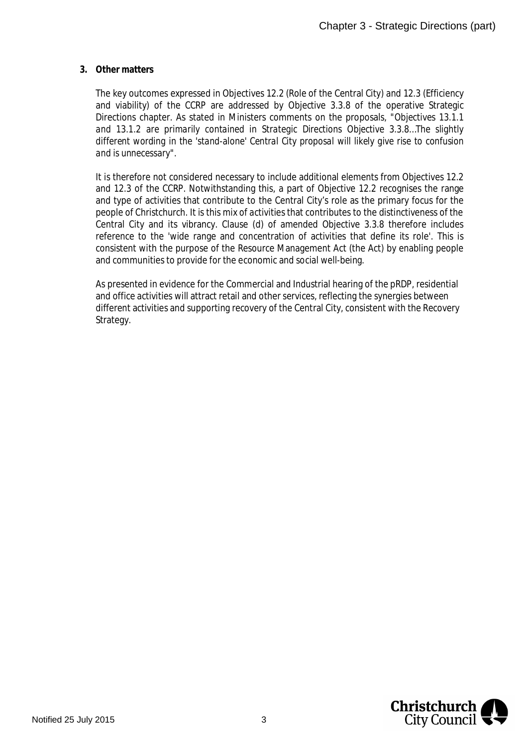## 3. Other matters

The key outcomes expressed in Objectives 12.2 (Role of the Central City) and 12.3 (Efficiency and viability) of the CCRP are addressed by Objective 3.3.8 of the operative Strategic Directions chapter. As stated in Ministers comments on the proposals, "*Objectives 13.1.1 and 13.1.2 are primarily contained in Strategic Directions Objective 3.3.8…The slightly different wording in the 'stand-alone' Central City proposal will likely give rise to confusion and is unnecessary*".

It is therefore not considered necessary to include additional elements from Objectives 12.2 and 12.3 of the CCRP. Notwithstanding this, a part of Objective 12.2 recognises the range and type of activities that contribute to the Central City's role as the primary focus for the people of Christchurch. It is this mix of activities that contributes to the distinctiveness of the Central City and its vibrancy. Clause (d) of amended Objective 3.3.8 therefore includes reference to the 'wide range and concentration of activities that define its role'. This is consistent with the purpose of the Resource Management Act (the Act) by enabling people and communities to provide for the economic and social well-being.

As presented in evidence for the Commercial and Industrial hearing of the pRDP, residential and office activities will attract retail and other services, reflecting the synergies between different activities and supporting recovery of the Central City, consistent with the Recovery Strategy.